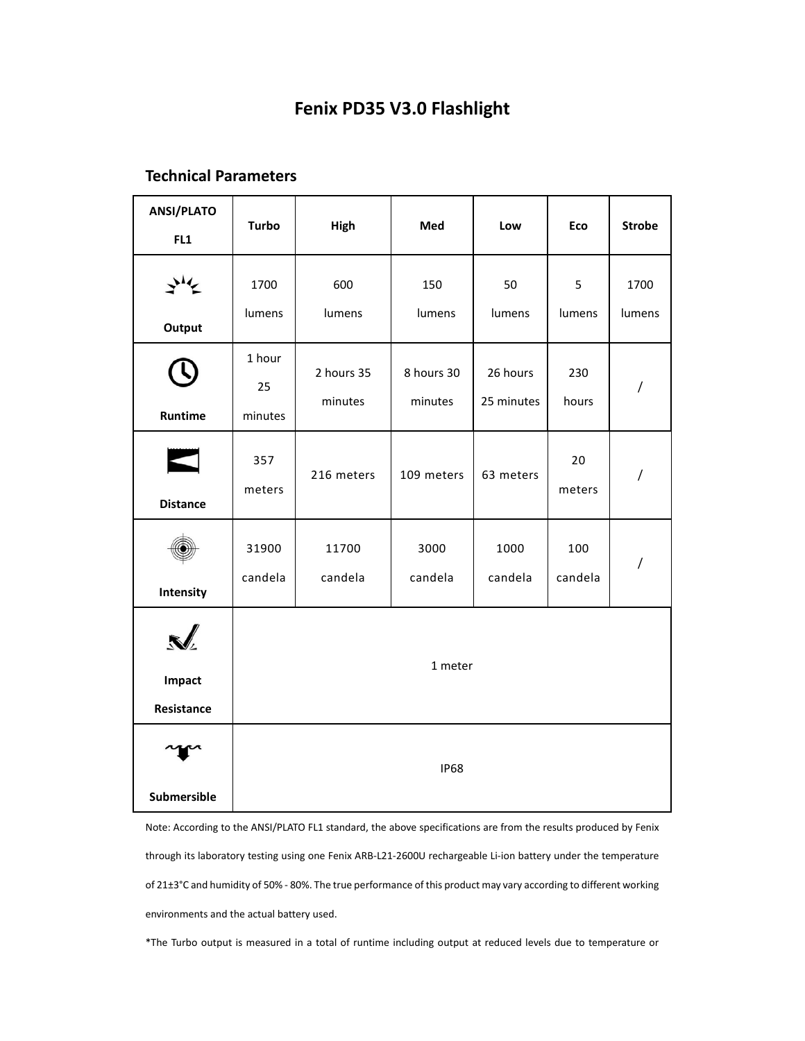# Fenix PD35 V3.0 Flashlight

## Technical Parameters

| ANSI/PLATO FL1 | Turbo | High | Med | Low | Eco | Strobe |
|---|---|---|---|---|---|---|
| Output | 1700 lumens | 600 lumens | 150 lumens | 50 lumens | 5 lumens | 1700 lumens |
| Runtime | 1 hour 25 minutes | 2 hours 35 minutes | 8 hours 30 minutes | 26 hours 25 minutes | 230 hours | / |
| Distance | 357 meters | 216 meters | 109 meters | 63 meters | 20 meters | / |
| Intensity | 31900 candela | 11700 candela | 3000 candela | 1000 candela | 100 candela | / |
| Impact Resistance | 1 meter | | | | | |
| Submersible | IP68 | | | | | |

Note: According to the ANSI/PLATO FL1 standard, the above specifications are from the results produced by Fenix through its laboratory testing using one Fenix ARB-L21-2600U rechargeable Li-ion battery under the temperature of 21±3°C and humidity of 50% - 80%. The true performance of this product may vary according to different working environments and the actual battery used.

*The Turbo output is measured in a total of runtime including output at reduced levels due to temperature or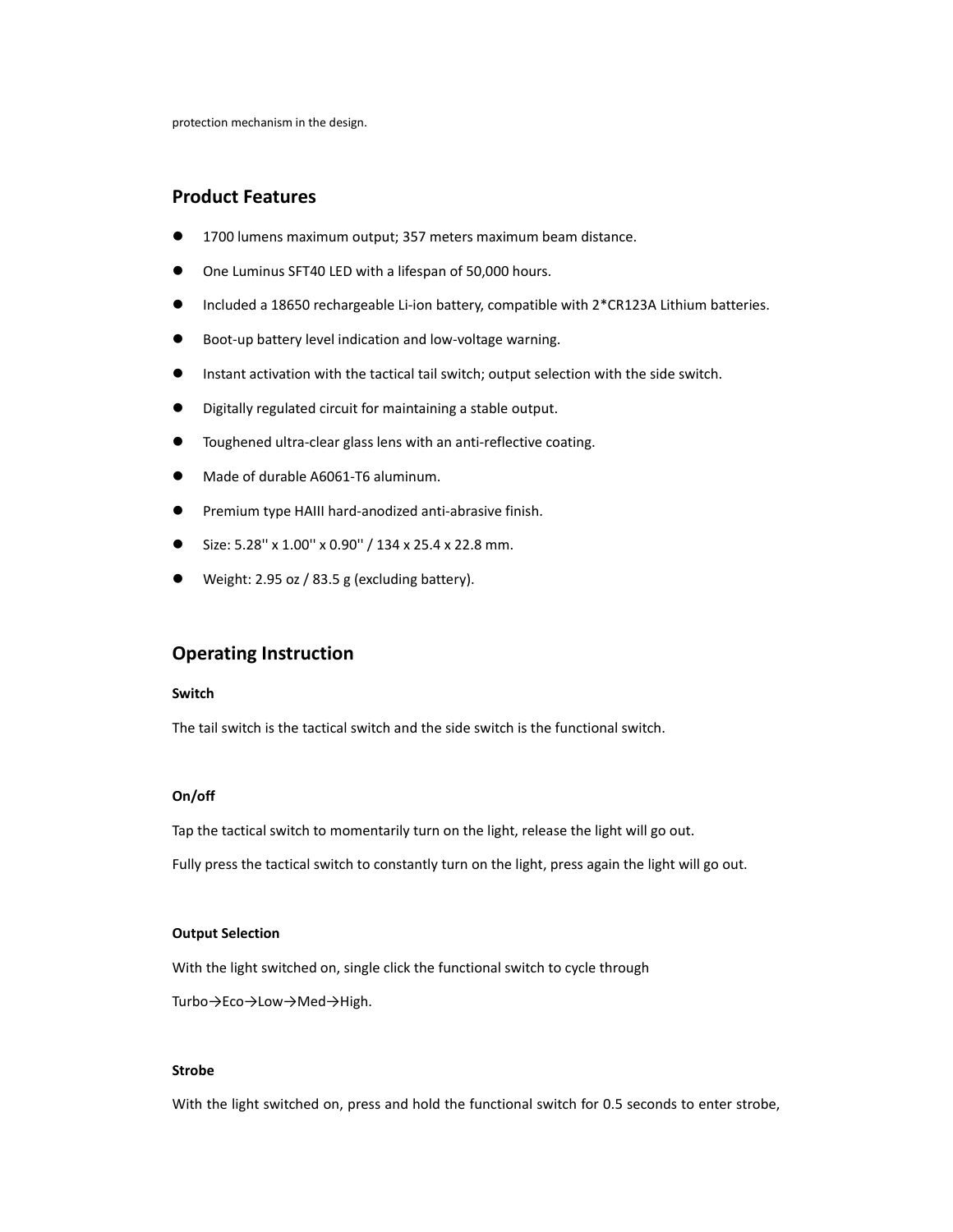protection mechanism in the design.

## Product Features

- 1700 lumens maximum output; 357 meters maximum beam distance.
- One Luminus SFT40 LED with a lifespan of 50,000 hours.
- Included a 18650 rechargeable Li-ion battery, compatible with 2*CR123A Lithium batteries.
- Boot-up battery level indication and low-voltage warning.
- Instant activation with the tactical tail switch; output selection with the side switch.
- Digitally regulated circuit for maintaining a stable output.
- Toughened ultra-clear glass lens with an anti-reflective coating.
- Made of durable A6061-T6 aluminum.
- Premium type HAIII hard-anodized anti-abrasive finish.
- Size: 5.28'' x 1.00'' x 0.90'' / 134 x 25.4 x 22.8 mm.
- Weight: 2.95 oz / 83.5 g (excluding battery).

## Operating Instruction

**Switch**

The tail switch is the tactical switch and the side switch is the functional switch.

**On/off**

Tap the tactical switch to momentarily turn on the light, release the light will go out.

Fully press the tactical switch to constantly turn on the light, press again the light will go out.

**Output Selection**

With the light switched on, single click the functional switch to cycle through

Turbo→Eco→Low→Med→High.

**Strobe**

With the light switched on, press and hold the functional switch for 0.5 seconds to enter strobe,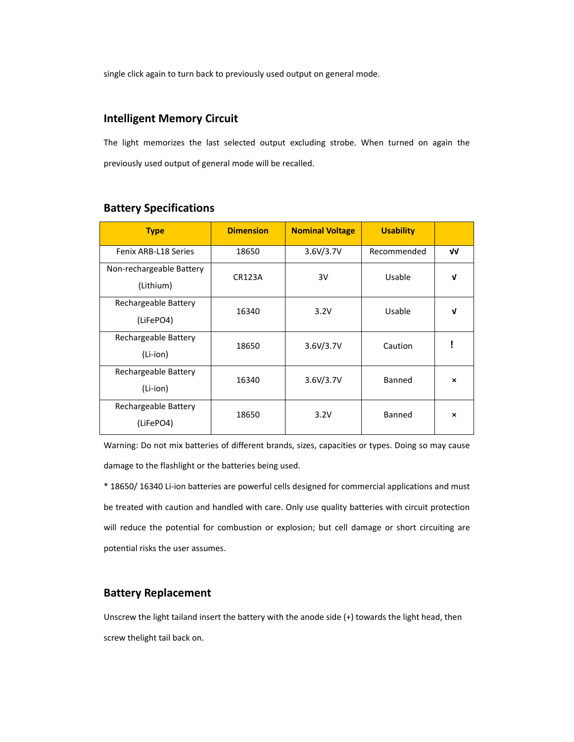single click again to turn back to previously used output on general mode.

## Intelligent Memory Circuit

The light memorizes the last selected output excluding strobe. When turned on again the previously used output of general mode will be recalled.

## Battery Specifications

| Type | Dimension | Nominal Voltage | Usability | |
|---|---|---|---|---|
| Fenix ARB-L18 Series | 18650 | 3.6V/3.7V | Recommended | √√ |
| Non-rechargeable Battery (Lithium) | CR123A | 3V | Usable | √ |
| Rechargeable Battery (LiFePO4) | 16340 | 3.2V | Usable | √ |
| Rechargeable Battery (Li-ion) | 18650 | 3.6V/3.7V | Caution | ! |
| Rechargeable Battery (Li-ion) | 16340 | 3.6V/3.7V | Banned | × |
| Rechargeable Battery (LiFePO4) | 18650 | 3.2V | Banned | × |

Warning: Do not mix batteries of different brands, sizes, capacities or types. Doing so may cause damage to the flashlight or the batteries being used.

* 18650/ 16340 Li-ion batteries are powerful cells designed for commercial applications and must be treated with caution and handled with care. Only use quality batteries with circuit protection will reduce the potential for combustion or explosion; but cell damage or short circuiting are potential risks the user assumes.

## Battery Replacement

Unscrew the light tailand insert the battery with the anode side (+) towards the light head, then screw thelight tail back on.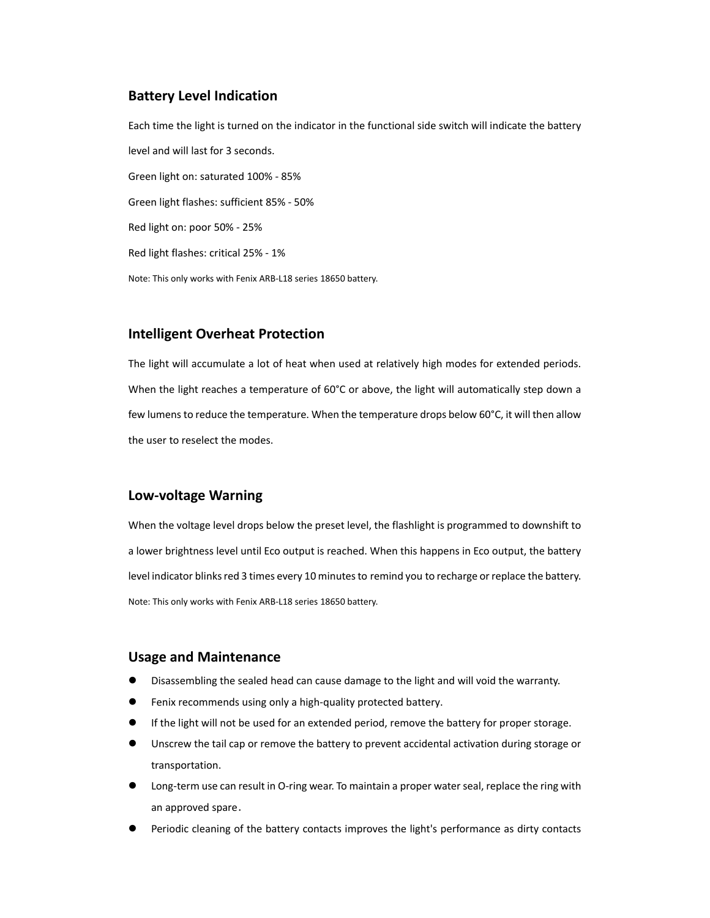## Battery Level Indication

Each time the light is turned on the indicator in the functional side switch will indicate the battery level and will last for 3 seconds.

Green light on: saturated 100% - 85%

Green light flashes: sufficient 85% - 50%

Red light on: poor 50% - 25%

Red light flashes: critical 25% - 1%

Note: This only works with Fenix ARB-L18 series 18650 battery.

## Intelligent Overheat Protection

The light will accumulate a lot of heat when used at relatively high modes for extended periods. When the light reaches a temperature of 60°C or above, the light will automatically step down a few lumens to reduce the temperature. When the temperature drops below 60°C, it will then allow the user to reselect the modes.

## Low-voltage Warning

When the voltage level drops below the preset level, the flashlight is programmed to downshift to a lower brightness level until Eco output is reached. When this happens in Eco output, the battery level indicator blinks red 3 times every 10 minutes to remind you to recharge or replace the battery.

Note: This only works with Fenix ARB-L18 series 18650 battery.

## Usage and Maintenance

- Disassembling the sealed head can cause damage to the light and will void the warranty.
- Fenix recommends using only a high-quality protected battery.
- If the light will not be used for an extended period, remove the battery for proper storage.
- Unscrew the tail cap or remove the battery to prevent accidental activation during storage or transportation.
- Long-term use can result in O-ring wear. To maintain a proper water seal, replace the ring with an approved spare.
- Periodic cleaning of the battery contacts improves the light's performance as dirty contacts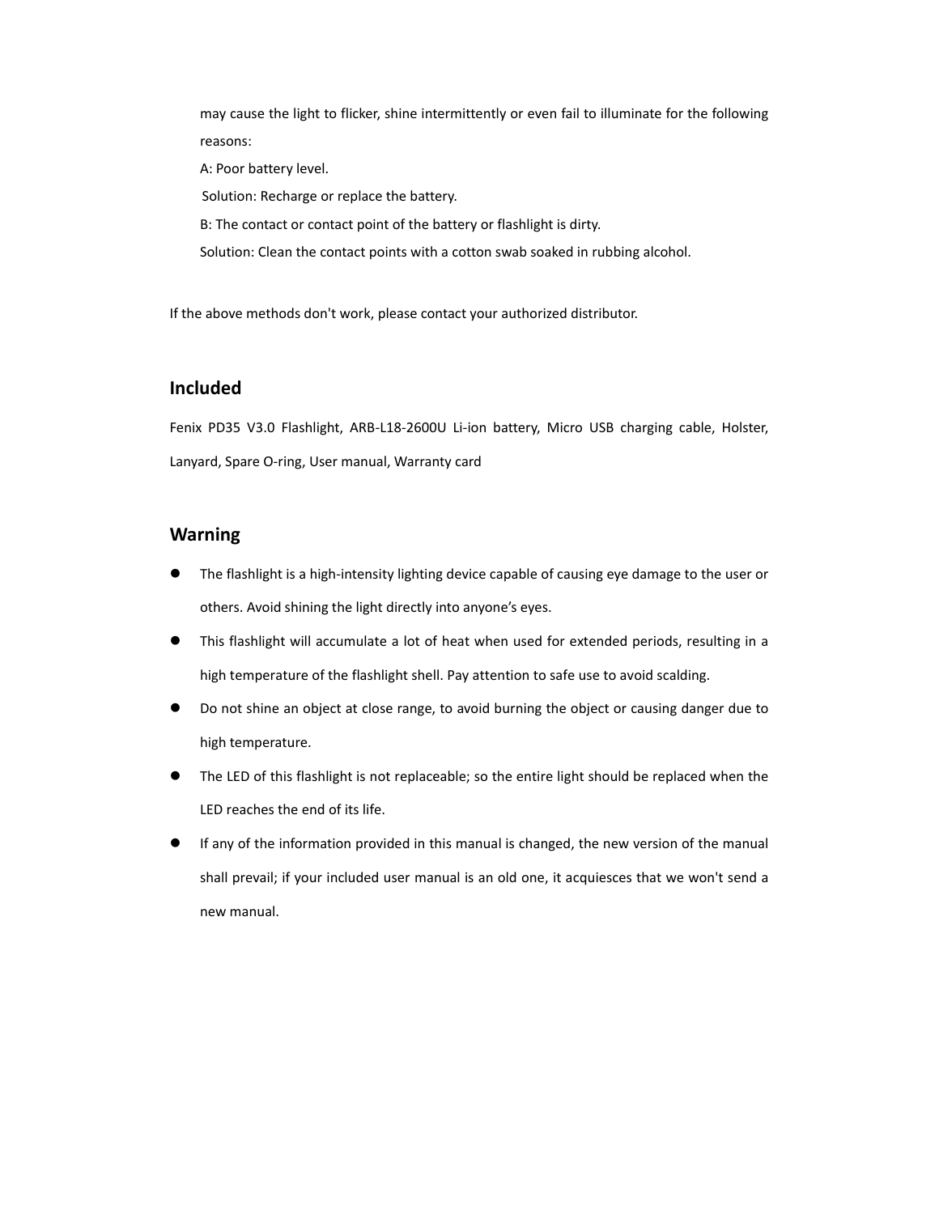may cause the light to flicker, shine intermittently or even fail to illuminate for the following reasons:

A: Poor battery level.

Solution: Recharge or replace the battery.

B: The contact or contact point of the battery or flashlight is dirty.

Solution: Clean the contact points with a cotton swab soaked in rubbing alcohol.

If the above methods don't work, please contact your authorized distributor.

## Included

Fenix PD35 V3.0 Flashlight, ARB-L18-2600U Li-ion battery, Micro USB charging cable, Holster, Lanyard, Spare O-ring, User manual, Warranty card

## Warning

- The flashlight is a high-intensity lighting device capable of causing eye damage to the user or others. Avoid shining the light directly into anyone's eyes.
- This flashlight will accumulate a lot of heat when used for extended periods, resulting in a high temperature of the flashlight shell. Pay attention to safe use to avoid scalding.
- Do not shine an object at close range, to avoid burning the object or causing danger due to high temperature.
- The LED of this flashlight is not replaceable; so the entire light should be replaced when the LED reaches the end of its life.
- If any of the information provided in this manual is changed, the new version of the manual shall prevail; if your included user manual is an old one, it acquiesces that we won't send a new manual.